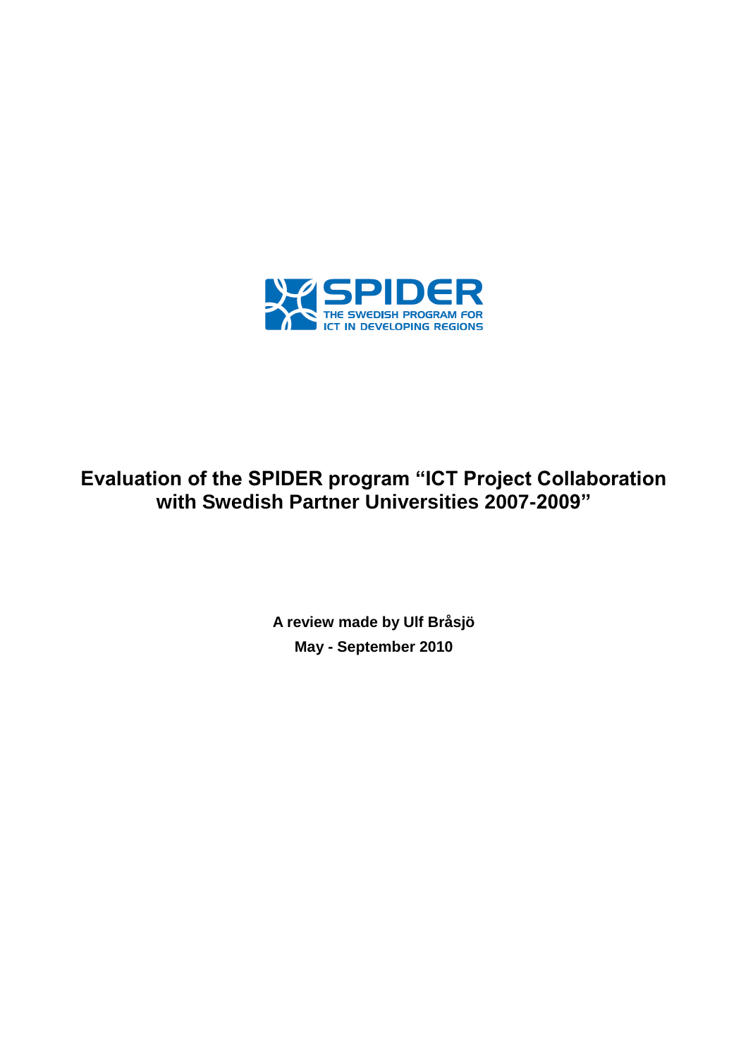SPIDER

THE SWEDISH PROGRAM FOR ICT IN DEVELOPING REGIONS

# Evaluation of the SPIDER program "ICT Project Collaboration with Swedish Partner Universities 2007-2009"

**A review made by Ulf Bråsjö**

**May - September 2010**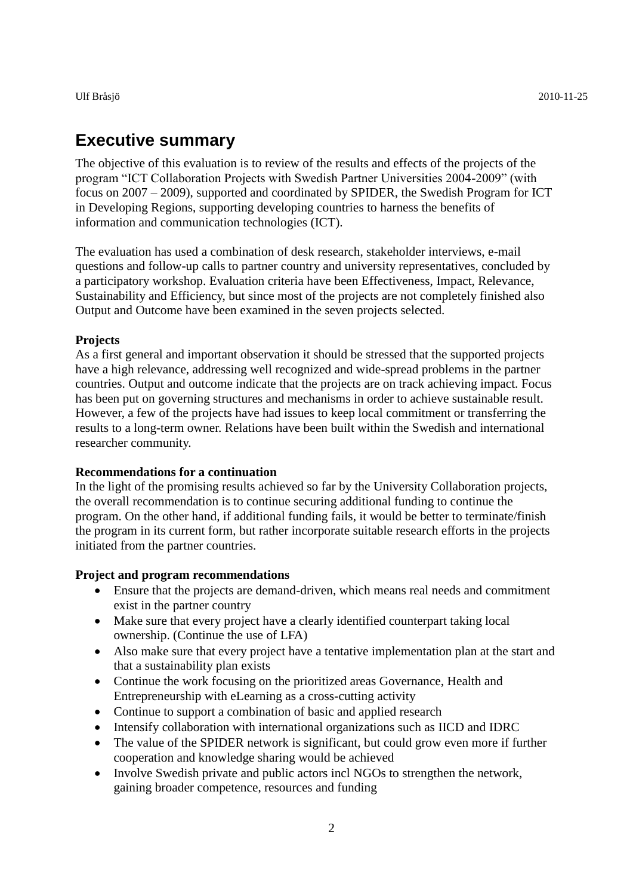Ulf Bråsjö 2010-11-25

# Executive summary

The objective of this evaluation is to review of the results and effects of the projects of the program "ICT Collaboration Projects with Swedish Partner Universities 2004-2009" (with focus on 2007 – 2009), supported and coordinated by SPIDER, the Swedish Program for ICT in Developing Regions, supporting developing countries to harness the benefits of information and communication technologies (ICT).

The evaluation has used a combination of desk research, stakeholder interviews, e-mail questions and follow-up calls to partner country and university representatives, concluded by a participatory workshop. Evaluation criteria have been Effectiveness, Impact, Relevance, Sustainability and Efficiency, but since most of the projects are not completely finished also Output and Outcome have been examined in the seven projects selected.

**Projects**

As a first general and important observation it should be stressed that the supported projects have a high relevance, addressing well recognized and wide-spread problems in the partner countries. Output and outcome indicate that the projects are on track achieving impact. Focus has been put on governing structures and mechanisms in order to achieve sustainable result. However, a few of the projects have had issues to keep local commitment or transferring the results to a long-term owner. Relations have been built within the Swedish and international researcher community.

**Recommendations for a continuation**

In the light of the promising results achieved so far by the University Collaboration projects, the overall recommendation is to continue securing additional funding to continue the program. On the other hand, if additional funding fails, it would be better to terminate/finish the program in its current form, but rather incorporate suitable research efforts in the projects initiated from the partner countries.

**Project and program recommendations**

- Ensure that the projects are demand-driven, which means real needs and commitment exist in the partner country
- Make sure that every project have a clearly identified counterpart taking local ownership. (Continue the use of LFA)
- Also make sure that every project have a tentative implementation plan at the start and that a sustainability plan exists
- Continue the work focusing on the prioritized areas Governance, Health and Entrepreneurship with eLearning as a cross-cutting activity
- Continue to support a combination of basic and applied research
- Intensify collaboration with international organizations such as IICD and IDRC
- The value of the SPIDER network is significant, but could grow even more if further cooperation and knowledge sharing would be achieved
- Involve Swedish private and public actors incl NGOs to strengthen the network, gaining broader competence, resources and funding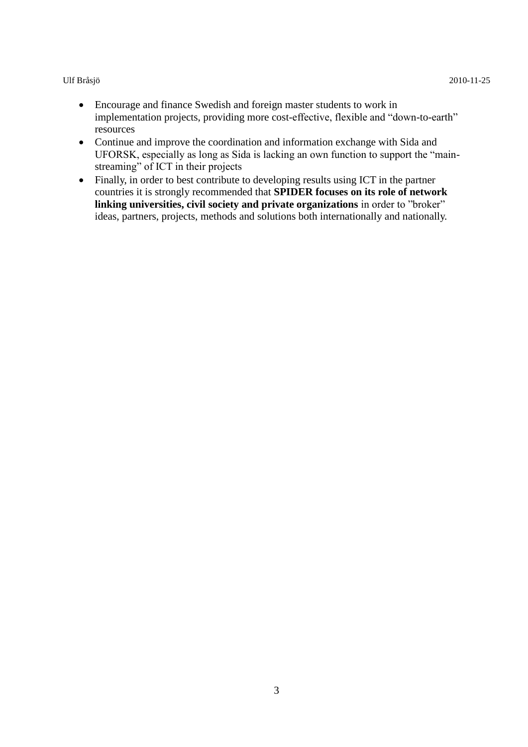- Encourage and finance Swedish and foreign master students to work in implementation projects, providing more cost-effective, flexible and “down-to-earth” resources
- Continue and improve the coordination and information exchange with Sida and UFORSK, especially as long as Sida is lacking an own function to support the “main-streaming” of ICT in their projects
- Finally, in order to best contribute to developing results using ICT in the partner countries it is strongly recommended that **SPIDER focuses on its role of network linking universities, civil society and private organizations** in order to ”broker” ideas, partners, projects, methods and solutions both internationally and nationally.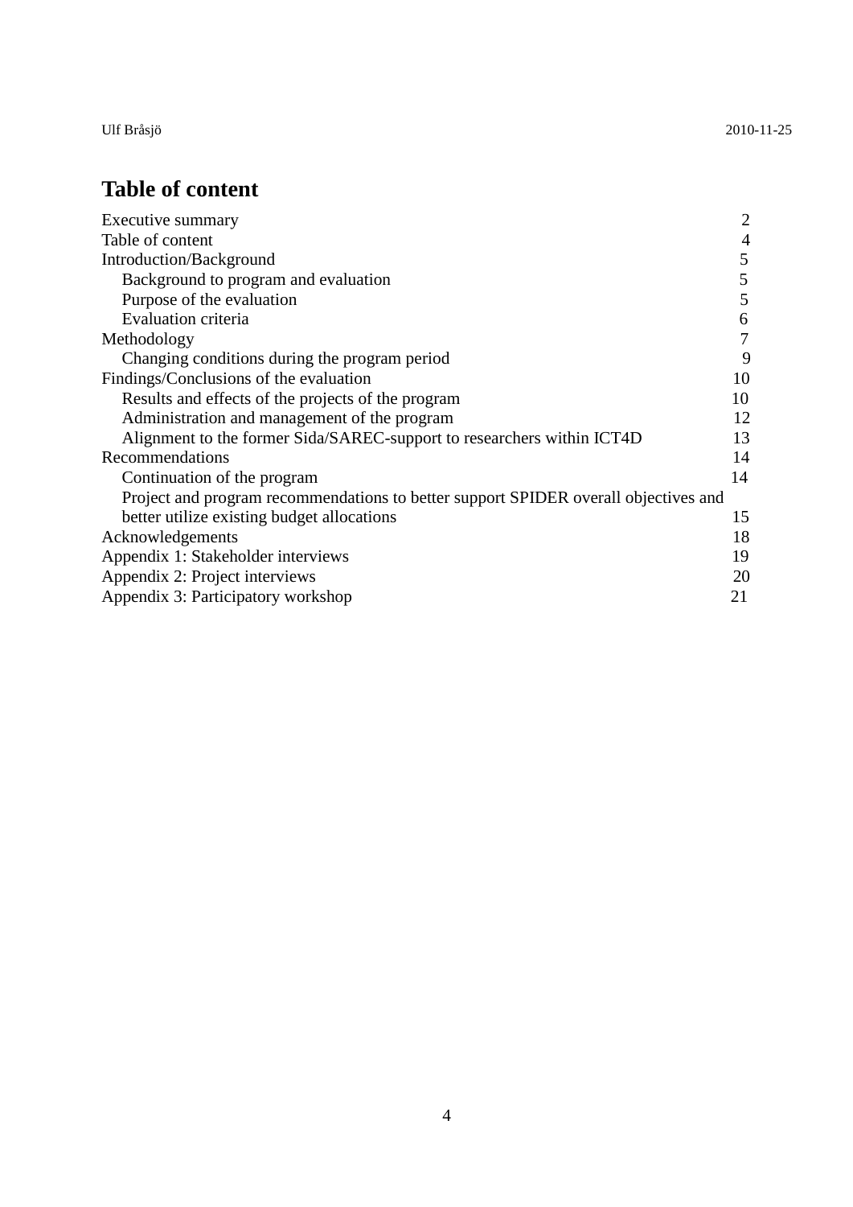# Table of content

| | |
|---|---|
| Executive summary | 2 |
| Table of content | 4 |
| Introduction/Background | 5 |
| Background to program and evaluation | 5 |
| Purpose of the evaluation | 5 |
| Evaluation criteria | 6 |
| Methodology | 7 |
| Changing conditions during the program period | 9 |
| Findings/Conclusions of the evaluation | 10 |
| Results and effects of the projects of the program | 10 |
| Administration and management of the program | 12 |
| Alignment to the former Sida/SAREC-support to researchers within ICT4D | 13 |
| Recommendations | 14 |
| Continuation of the program | 14 |
| Project and program recommendations to better support SPIDER overall objectives and better utilize existing budget allocations | 15 |
| Acknowledgements | 18 |
| Appendix 1: Stakeholder interviews | 19 |
| Appendix 2: Project interviews | 20 |
| Appendix 3: Participatory workshop | 21 |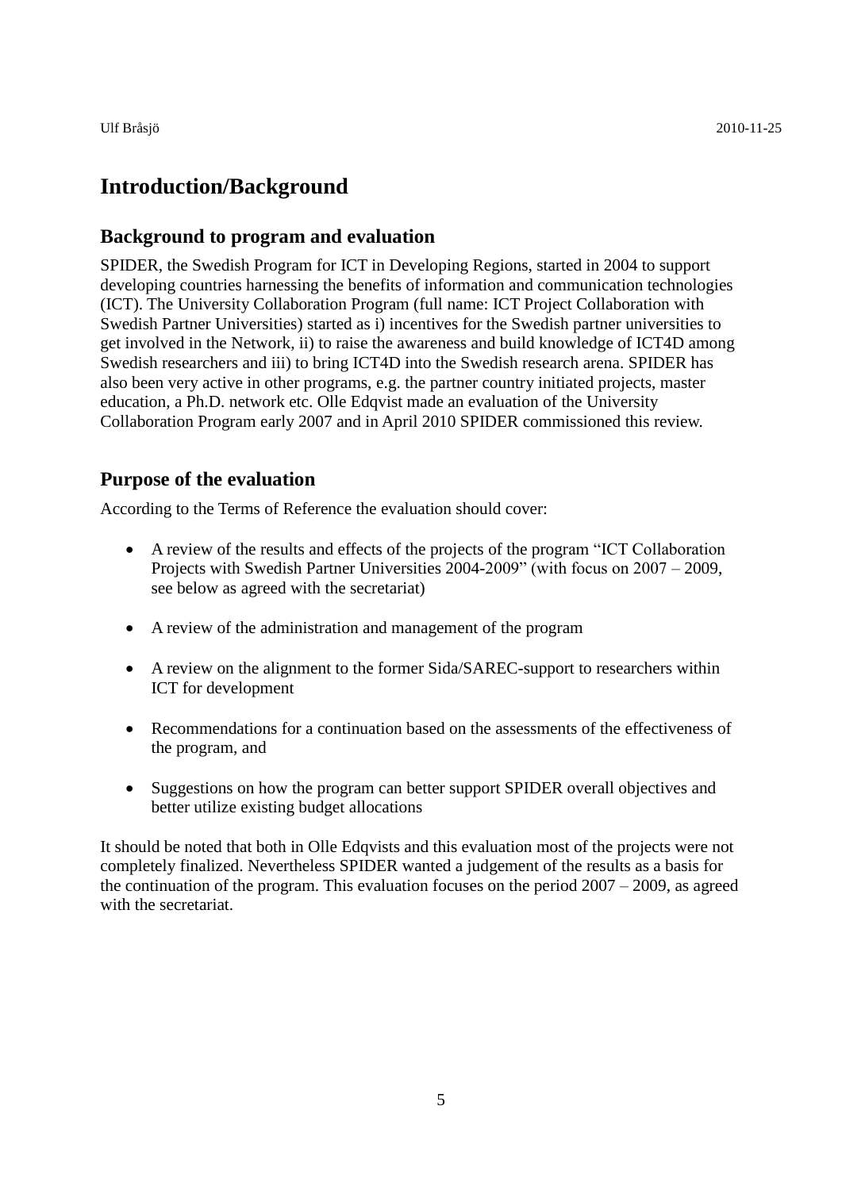# Introduction/Background

## Background to program and evaluation

SPIDER, the Swedish Program for ICT in Developing Regions, started in 2004 to support developing countries harnessing the benefits of information and communication technologies (ICT). The University Collaboration Program (full name: ICT Project Collaboration with Swedish Partner Universities) started as i) incentives for the Swedish partner universities to get involved in the Network, ii) to raise the awareness and build knowledge of ICT4D among Swedish researchers and iii) to bring ICT4D into the Swedish research arena. SPIDER has also been very active in other programs, e.g. the partner country initiated projects, master education, a Ph.D. network etc. Olle Edqvist made an evaluation of the University Collaboration Program early 2007 and in April 2010 SPIDER commissioned this review.

## Purpose of the evaluation

According to the Terms of Reference the evaluation should cover:

- A review of the results and effects of the projects of the program "ICT Collaboration Projects with Swedish Partner Universities 2004-2009" (with focus on 2007 – 2009, see below as agreed with the secretariat)
- A review of the administration and management of the program
- A review on the alignment to the former Sida/SAREC-support to researchers within ICT for development
- Recommendations for a continuation based on the assessments of the effectiveness of the program, and
- Suggestions on how the program can better support SPIDER overall objectives and better utilize existing budget allocations

It should be noted that both in Olle Edqvists and this evaluation most of the projects were not completely finalized. Nevertheless SPIDER wanted a judgement of the results as a basis for the continuation of the program. This evaluation focuses on the period 2007 – 2009, as agreed with the secretariat.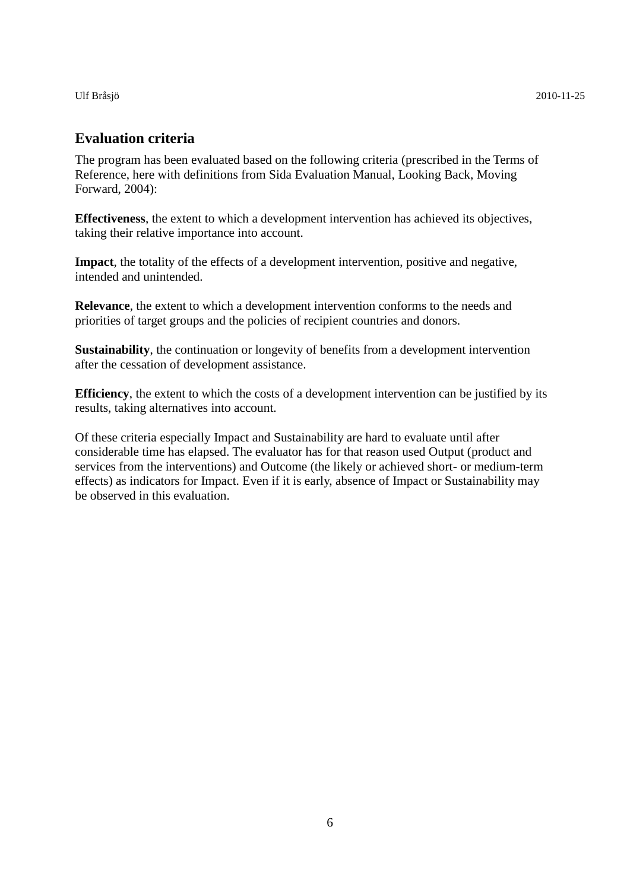## Evaluation criteria

The program has been evaluated based on the following criteria (prescribed in the Terms of Reference, here with definitions from Sida Evaluation Manual, Looking Back, Moving Forward, 2004):

**Effectiveness**, the extent to which a development intervention has achieved its objectives, taking their relative importance into account.

**Impact**, the totality of the effects of a development intervention, positive and negative, intended and unintended.

**Relevance**, the extent to which a development intervention conforms to the needs and priorities of target groups and the policies of recipient countries and donors.

**Sustainability**, the continuation or longevity of benefits from a development intervention after the cessation of development assistance.

**Efficiency**, the extent to which the costs of a development intervention can be justified by its results, taking alternatives into account.

Of these criteria especially Impact and Sustainability are hard to evaluate until after considerable time has elapsed. The evaluator has for that reason used Output (product and services from the interventions) and Outcome (the likely or achieved short- or medium-term effects) as indicators for Impact. Even if it is early, absence of Impact or Sustainability may be observed in this evaluation.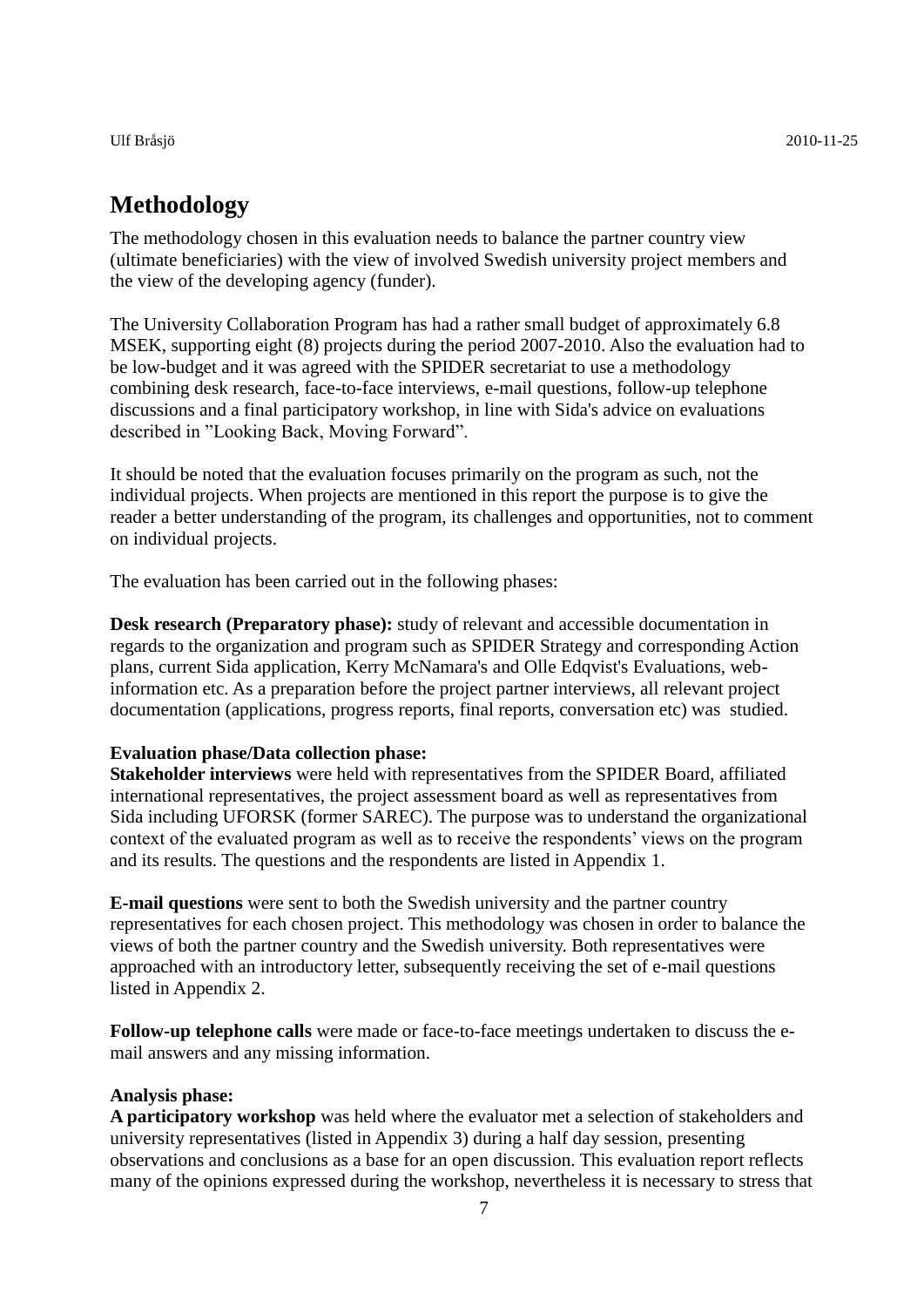# Methodology

The methodology chosen in this evaluation needs to balance the partner country view (ultimate beneficiaries) with the view of involved Swedish university project members and the view of the developing agency (funder).

The University Collaboration Program has had a rather small budget of approximately 6.8 MSEK, supporting eight (8) projects during the period 2007-2010. Also the evaluation had to be low-budget and it was agreed with the SPIDER secretariat to use a methodology combining desk research, face-to-face interviews, e-mail questions, follow-up telephone discussions and a final participatory workshop, in line with Sida's advice on evaluations described in "Looking Back, Moving Forward".

It should be noted that the evaluation focuses primarily on the program as such, not the individual projects. When projects are mentioned in this report the purpose is to give the reader a better understanding of the program, its challenges and opportunities, not to comment on individual projects.

The evaluation has been carried out in the following phases:

**Desk research (Preparatory phase):** study of relevant and accessible documentation in regards to the organization and program such as SPIDER Strategy and corresponding Action plans, current Sida application, Kerry McNamara's and Olle Edqvist's Evaluations, web-information etc. As a preparation before the project partner interviews, all relevant project documentation (applications, progress reports, final reports, conversation etc) was studied.

**Evaluation phase/Data collection phase:**
**Stakeholder interviews** were held with representatives from the SPIDER Board, affiliated international representatives, the project assessment board as well as representatives from Sida including UFORSK (former SAREC). The purpose was to understand the organizational context of the evaluated program as well as to receive the respondents' views on the program and its results. The questions and the respondents are listed in Appendix 1.

**E-mail questions** were sent to both the Swedish university and the partner country representatives for each chosen project. This methodology was chosen in order to balance the views of both the partner country and the Swedish university. Both representatives were approached with an introductory letter, subsequently receiving the set of e-mail questions listed in Appendix 2.

**Follow-up telephone calls** were made or face-to-face meetings undertaken to discuss the e-mail answers and any missing information.

**Analysis phase:**
**A participatory workshop** was held where the evaluator met a selection of stakeholders and university representatives (listed in Appendix 3) during a half day session, presenting observations and conclusions as a base for an open discussion. This evaluation report reflects many of the opinions expressed during the workshop, nevertheless it is necessary to stress that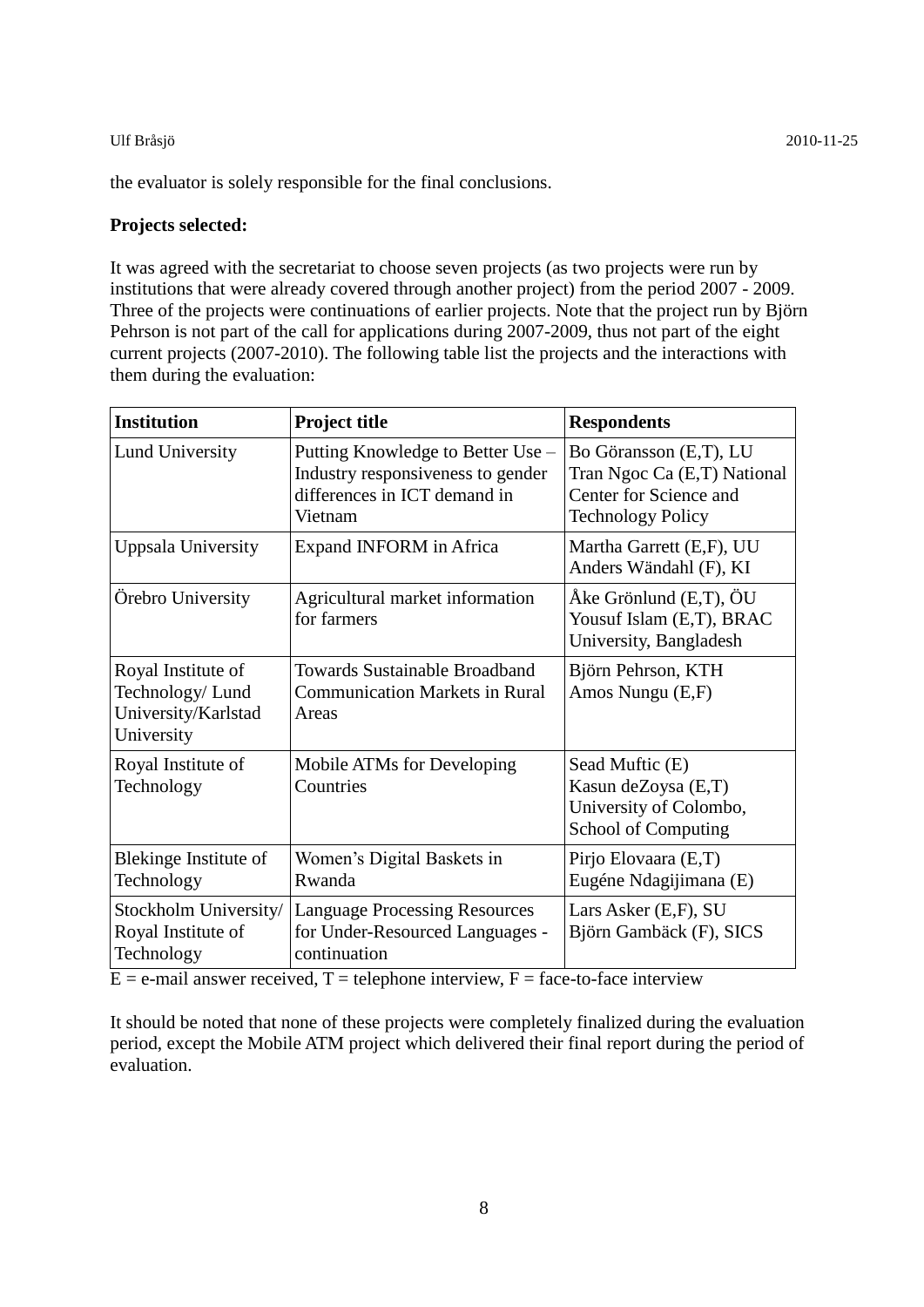the evaluator is solely responsible for the final conclusions.

**Projects selected:**

It was agreed with the secretariat to choose seven projects (as two projects were run by institutions that were already covered through another project) from the period 2007 - 2009. Three of the projects were continuations of earlier projects. Note that the project run by Björn Pehrson is not part of the call for applications during 2007-2009, thus not part of the eight current projects (2007-2010). The following table list the projects and the interactions with them during the evaluation:

| Institution | Project title | Respondents |
|---|---|---|
| Lund University | Putting Knowledge to Better Use – Industry responsiveness to gender differences in ICT demand in Vietnam | Bo Göransson (E,T), LU<br>Tran Ngoc Ca (E,T) National Center for Science and Technology Policy |
| Uppsala University | Expand INFORM in Africa | Martha Garrett (E,F), UU<br>Anders Wändahl (F), KI |
| Örebro University | Agricultural market information for farmers | Åke Grönlund (E,T), ÖU<br>Yousuf Islam (E,T), BRAC University, Bangladesh |
| Royal Institute of Technology/ Lund University/Karlstad University | Towards Sustainable Broadband Communication Markets in Rural Areas | Björn Pehrson, KTH<br>Amos Nungu (E,F) |
| Royal Institute of Technology | Mobile ATMs for Developing Countries | Sead Muftic (E)<br>Kasun deZoysa (E,T) University of Colombo, School of Computing |
| Blekinge Institute of Technology | Women's Digital Baskets in Rwanda | Pirjo Elovaara (E,T)<br>Eugéne Ndagijimana (E) |
| Stockholm University/ Royal Institute of Technology | Language Processing Resources for Under-Resourced Languages - continuation | Lars Asker (E,F), SU<br>Björn Gambäck (F), SICS |

E = e-mail answer received, T = telephone interview, F = face-to-face interview

It should be noted that none of these projects were completely finalized during the evaluation period, except the Mobile ATM project which delivered their final report during the period of evaluation.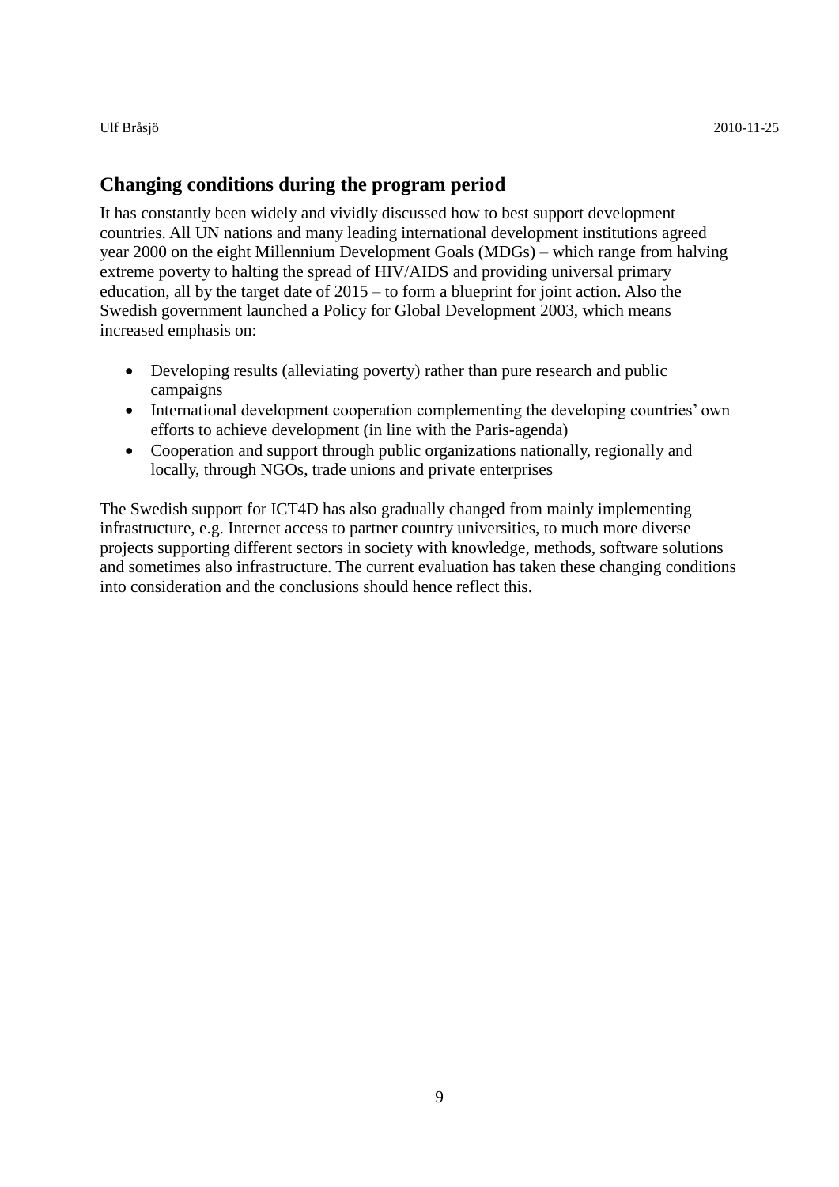## Changing conditions during the program period

It has constantly been widely and vividly discussed how to best support development countries. All UN nations and many leading international development institutions agreed year 2000 on the eight Millennium Development Goals (MDGs) – which range from halving extreme poverty to halting the spread of HIV/AIDS and providing universal primary education, all by the target date of 2015 – to form a blueprint for joint action. Also the Swedish government launched a Policy for Global Development 2003, which means increased emphasis on:

- Developing results (alleviating poverty) rather than pure research and public campaigns
- International development cooperation complementing the developing countries' own efforts to achieve development (in line with the Paris-agenda)
- Cooperation and support through public organizations nationally, regionally and locally, through NGOs, trade unions and private enterprises

The Swedish support for ICT4D has also gradually changed from mainly implementing infrastructure, e.g. Internet access to partner country universities, to much more diverse projects supporting different sectors in society with knowledge, methods, software solutions and sometimes also infrastructure. The current evaluation has taken these changing conditions into consideration and the conclusions should hence reflect this.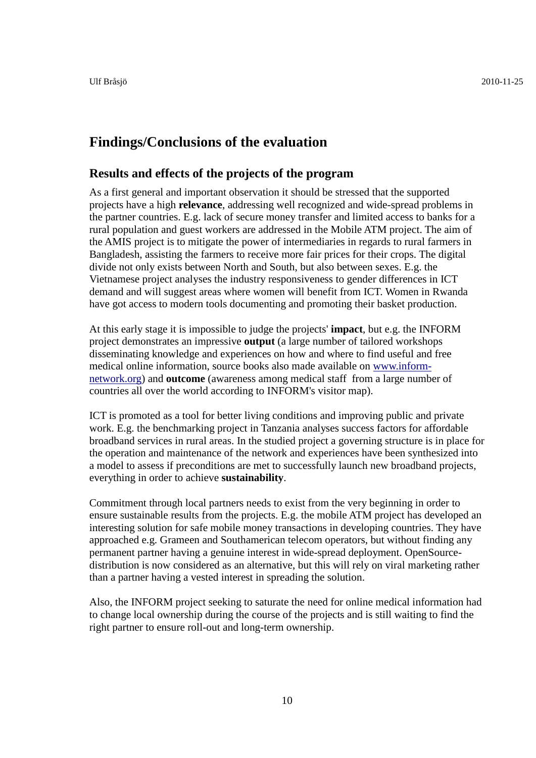# Findings/Conclusions of the evaluation

## Results and effects of the projects of the program

As a first general and important observation it should be stressed that the supported projects have a high **relevance**, addressing well recognized and wide-spread problems in the partner countries. E.g. lack of secure money transfer and limited access to banks for a rural population and guest workers are addressed in the Mobile ATM project. The aim of the AMIS project is to mitigate the power of intermediaries in regards to rural farmers in Bangladesh, assisting the farmers to receive more fair prices for their crops. The digital divide not only exists between North and South, but also between sexes. E.g. the Vietnamese project analyses the industry responsiveness to gender differences in ICT demand and will suggest areas where women will benefit from ICT. Women in Rwanda have got access to modern tools documenting and promoting their basket production.

At this early stage it is impossible to judge the projects' **impact**, but e.g. the INFORM project demonstrates an impressive **output** (a large number of tailored workshops disseminating knowledge and experiences on how and where to find useful and free medical online information, source books also made available on [www.inform-network.org](http://www.inform-network.org)) and **outcome** (awareness among medical staff from a large number of countries all over the world according to INFORM's visitor map).

ICT is promoted as a tool for better living conditions and improving public and private work. E.g. the benchmarking project in Tanzania analyses success factors for affordable broadband services in rural areas. In the studied project a governing structure is in place for the operation and maintenance of the network and experiences have been synthesized into a model to assess if preconditions are met to successfully launch new broadband projects, everything in order to achieve **sustainability**.

Commitment through local partners needs to exist from the very beginning in order to ensure sustainable results from the projects. E.g. the mobile ATM project has developed an interesting solution for safe mobile money transactions in developing countries. They have approached e.g. Grameen and Southamerican telecom operators, but without finding any permanent partner having a genuine interest in wide-spread deployment. OpenSource-distribution is now considered as an alternative, but this will rely on viral marketing rather than a partner having a vested interest in spreading the solution.

Also, the INFORM project seeking to saturate the need for online medical information had to change local ownership during the course of the projects and is still waiting to find the right partner to ensure roll-out and long-term ownership.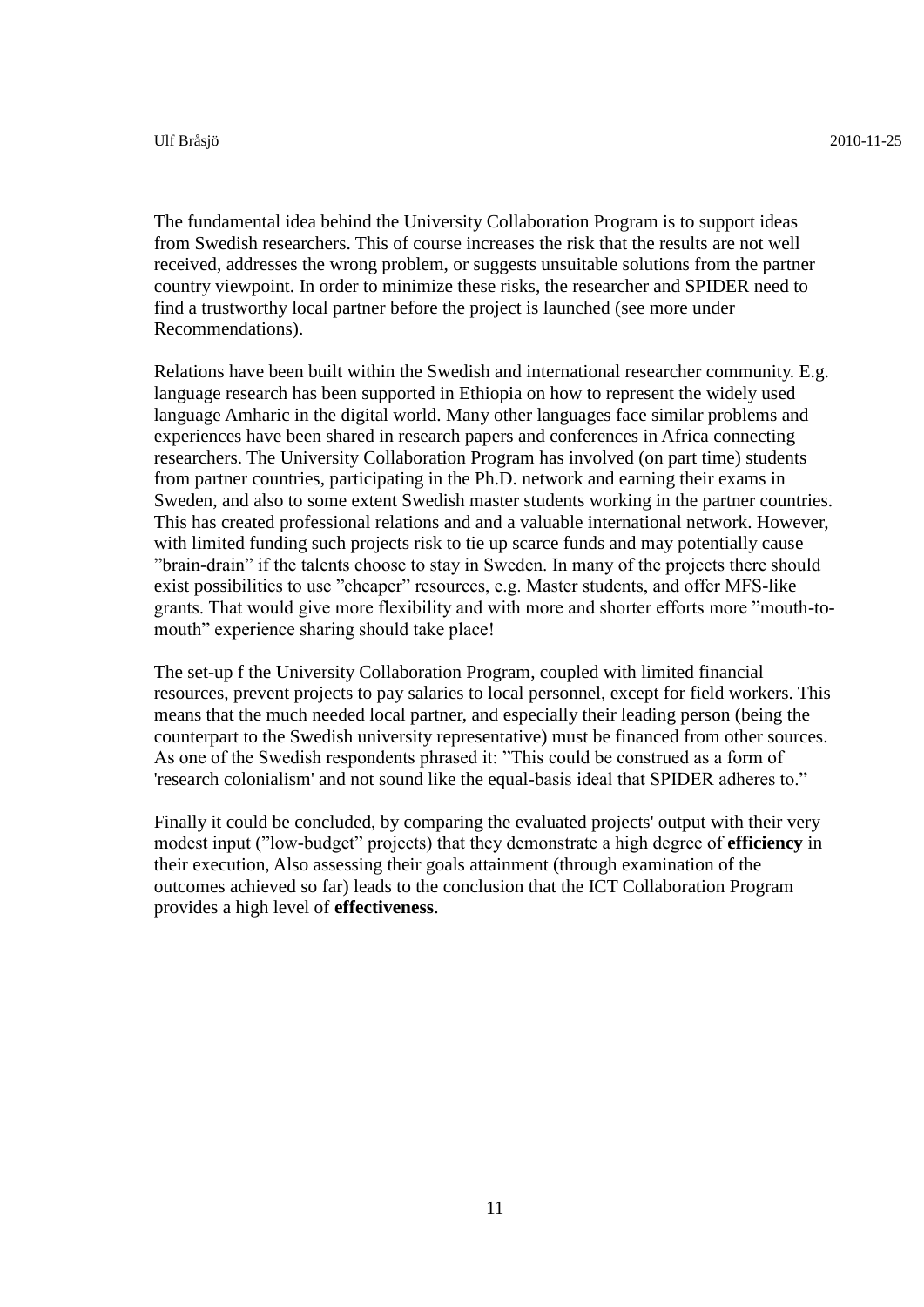The fundamental idea behind the University Collaboration Program is to support ideas from Swedish researchers. This of course increases the risk that the results are not well received, addresses the wrong problem, or suggests unsuitable solutions from the partner country viewpoint. In order to minimize these risks, the researcher and SPIDER need to find a trustworthy local partner before the project is launched (see more under Recommendations).

Relations have been built within the Swedish and international researcher community. E.g. language research has been supported in Ethiopia on how to represent the widely used language Amharic in the digital world. Many other languages face similar problems and experiences have been shared in research papers and conferences in Africa connecting researchers. The University Collaboration Program has involved (on part time) students from partner countries, participating in the Ph.D. network and earning their exams in Sweden, and also to some extent Swedish master students working in the partner countries. This has created professional relations and and a valuable international network. However, with limited funding such projects risk to tie up scarce funds and may potentially cause ”brain-drain” if the talents choose to stay in Sweden. In many of the projects there should exist possibilities to use ”cheaper” resources, e.g. Master students, and offer MFS-like grants. That would give more flexibility and with more and shorter efforts more ”mouth-to-mouth” experience sharing should take place!

The set-up f the University Collaboration Program, coupled with limited financial resources, prevent projects to pay salaries to local personnel, except for field workers. This means that the much needed local partner, and especially their leading person (being the counterpart to the Swedish university representative) must be financed from other sources. As one of the Swedish respondents phrased it: ”This could be construed as a form of 'research colonialism' and not sound like the equal-basis ideal that SPIDER adheres to.”

Finally it could be concluded, by comparing the evaluated projects' output with their very modest input (”low-budget” projects) that they demonstrate a high degree of **efficiency** in their execution, Also assessing their goals attainment (through examination of the outcomes achieved so far) leads to the conclusion that the ICT Collaboration Program provides a high level of **effectiveness**.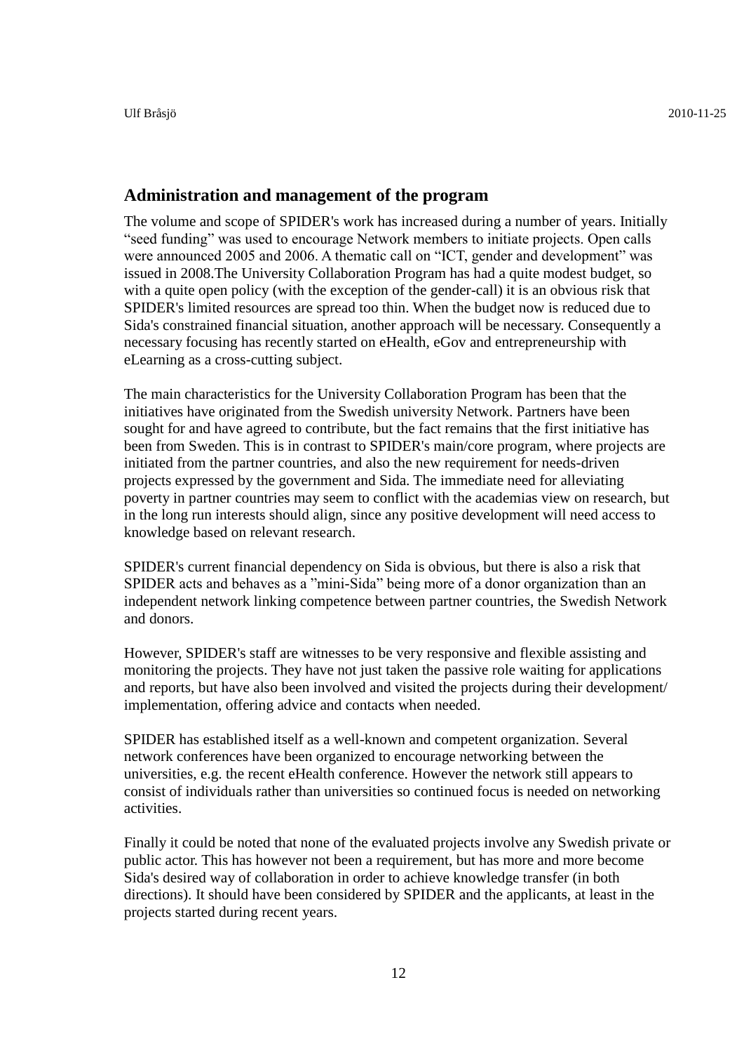## Administration and management of the program

The volume and scope of SPIDER's work has increased during a number of years. Initially "seed funding" was used to encourage Network members to initiate projects. Open calls were announced 2005 and 2006. A thematic call on "ICT, gender and development" was issued in 2008.The University Collaboration Program has had a quite modest budget, so with a quite open policy (with the exception of the gender-call) it is an obvious risk that SPIDER's limited resources are spread too thin. When the budget now is reduced due to Sida's constrained financial situation, another approach will be necessary. Consequently a necessary focusing has recently started on eHealth, eGov and entrepreneurship with eLearning as a cross-cutting subject.

The main characteristics for the University Collaboration Program has been that the initiatives have originated from the Swedish university Network. Partners have been sought for and have agreed to contribute, but the fact remains that the first initiative has been from Sweden. This is in contrast to SPIDER's main/core program, where projects are initiated from the partner countries, and also the new requirement for needs-driven projects expressed by the government and Sida. The immediate need for alleviating poverty in partner countries may seem to conflict with the academias view on research, but in the long run interests should align, since any positive development will need access to knowledge based on relevant research.

SPIDER's current financial dependency on Sida is obvious, but there is also a risk that SPIDER acts and behaves as a "mini-Sida" being more of a donor organization than an independent network linking competence between partner countries, the Swedish Network and donors.

However, SPIDER's staff are witnesses to be very responsive and flexible assisting and monitoring the projects. They have not just taken the passive role waiting for applications and reports, but have also been involved and visited the projects during their development/ implementation, offering advice and contacts when needed.

SPIDER has established itself as a well-known and competent organization. Several network conferences have been organized to encourage networking between the universities, e.g. the recent eHealth conference. However the network still appears to consist of individuals rather than universities so continued focus is needed on networking activities.

Finally it could be noted that none of the evaluated projects involve any Swedish private or public actor. This has however not been a requirement, but has more and more become Sida's desired way of collaboration in order to achieve knowledge transfer (in both directions). It should have been considered by SPIDER and the applicants, at least in the projects started during recent years.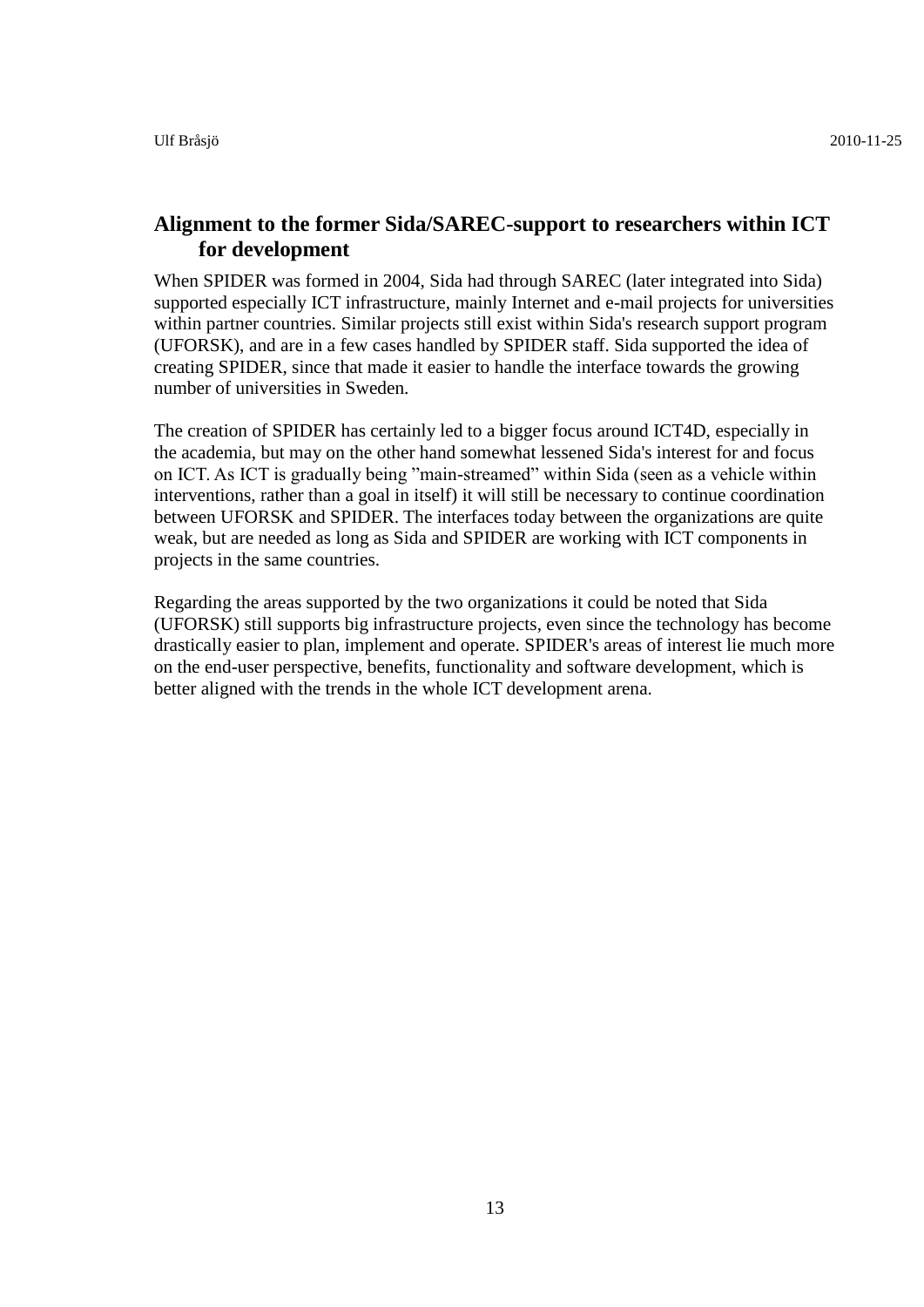## Alignment to the former Sida/SAREC-support to researchers within ICT for development

When SPIDER was formed in 2004, Sida had through SAREC (later integrated into Sida) supported especially ICT infrastructure, mainly Internet and e-mail projects for universities within partner countries. Similar projects still exist within Sida's research support program (UFORSK), and are in a few cases handled by SPIDER staff. Sida supported the idea of creating SPIDER, since that made it easier to handle the interface towards the growing number of universities in Sweden.

The creation of SPIDER has certainly led to a bigger focus around ICT4D, especially in the academia, but may on the other hand somewhat lessened Sida's interest for and focus on ICT. As ICT is gradually being ”main-streamed” within Sida (seen as a vehicle within interventions, rather than a goal in itself) it will still be necessary to continue coordination between UFORSK and SPIDER. The interfaces today between the organizations are quite weak, but are needed as long as Sida and SPIDER are working with ICT components in projects in the same countries.

Regarding the areas supported by the two organizations it could be noted that Sida (UFORSK) still supports big infrastructure projects, even since the technology has become drastically easier to plan, implement and operate. SPIDER's areas of interest lie much more on the end-user perspective, benefits, functionality and software development, which is better aligned with the trends in the whole ICT development arena.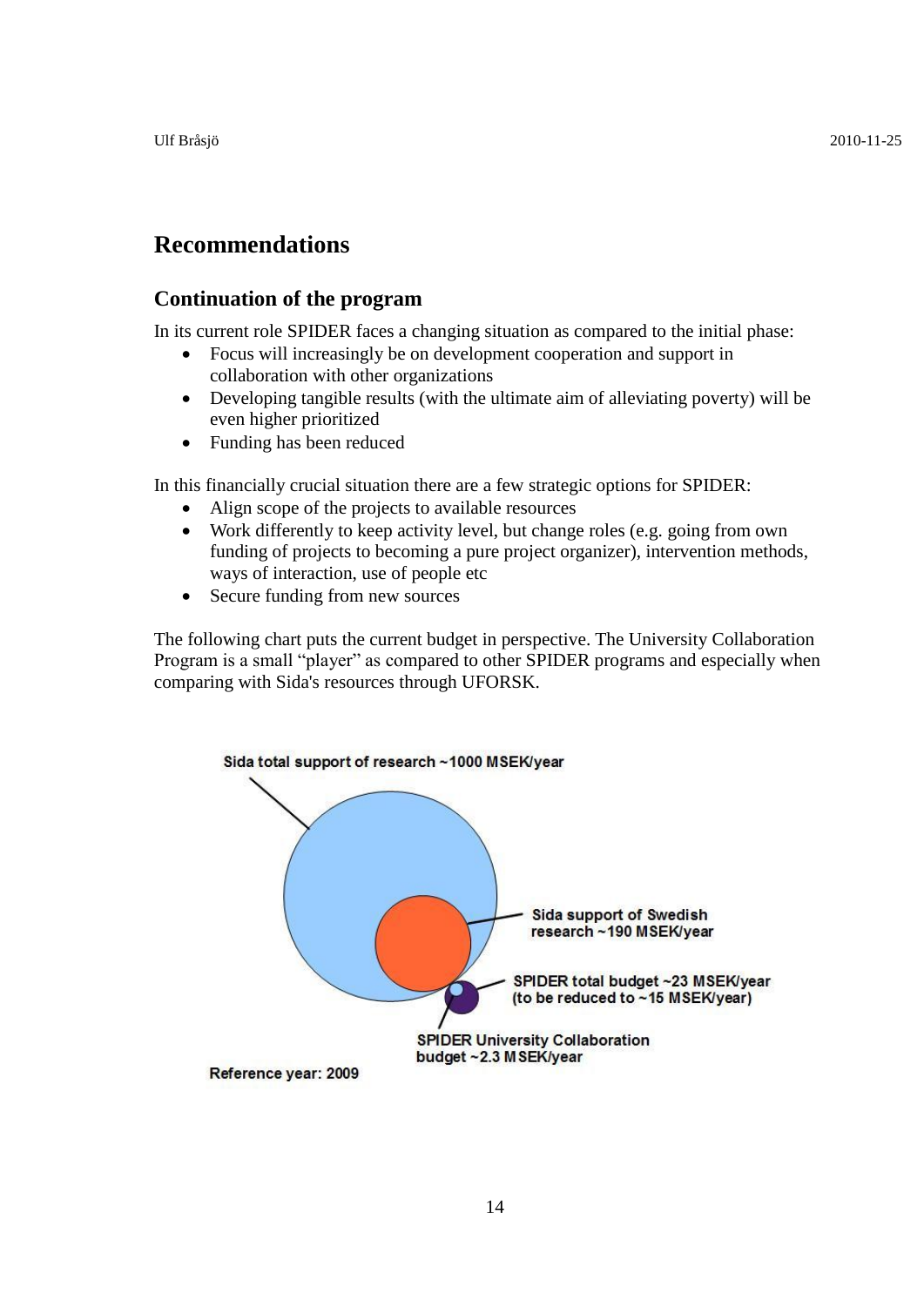# Recommendations

## Continuation of the program

In its current role SPIDER faces a changing situation as compared to the initial phase:

- Focus will increasingly be on development cooperation and support in collaboration with other organizations
- Developing tangible results (with the ultimate aim of alleviating poverty) will be even higher prioritized
- Funding has been reduced

In this financially crucial situation there are a few strategic options for SPIDER:

- Align scope of the projects to available resources
- Work differently to keep activity level, but change roles (e.g. going from own funding of projects to becoming a pure project organizer), intervention methods, ways of interaction, use of people etc
- Secure funding from new sources

The following chart puts the current budget in perspective. The University Collaboration Program is a small "player" as compared to other SPIDER programs and especially when comparing with Sida's resources through UFORSK.

Sida total support of research ~1000 MSEK/year

Sida support of Swedish research ~190 MSEK/year

SPIDER total budget ~23 MSEK/year (to be reduced to ~15 MSEK/year)

SPIDER University Collaboration budget ~2.3 MSEK/year

Reference year: 2009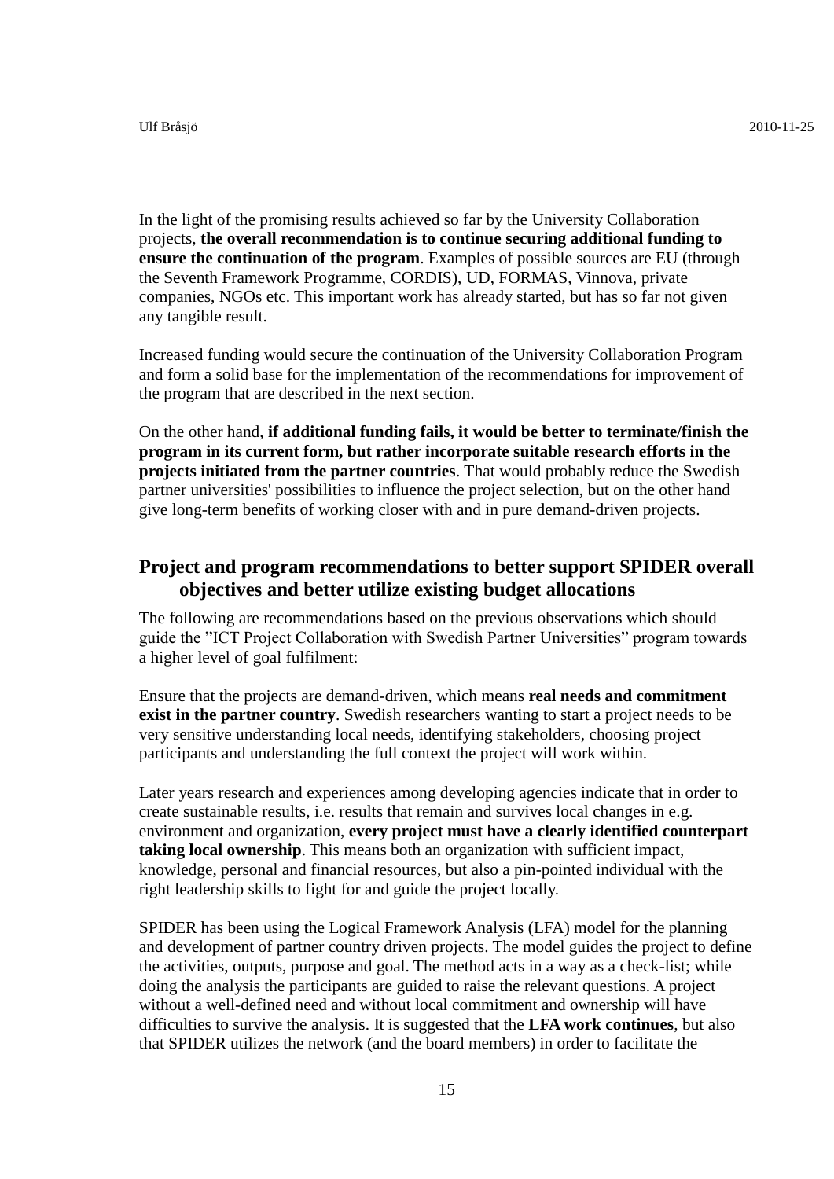In the light of the promising results achieved so far by the University Collaboration projects, **the overall recommendation is to continue securing additional funding to ensure the continuation of the program**. Examples of possible sources are EU (through the Seventh Framework Programme, CORDIS), UD, FORMAS, Vinnova, private companies, NGOs etc. This important work has already started, but has so far not given any tangible result.

Increased funding would secure the continuation of the University Collaboration Program and form a solid base for the implementation of the recommendations for improvement of the program that are described in the next section.

On the other hand, **if additional funding fails, it would be better to terminate/finish the program in its current form, but rather incorporate suitable research efforts in the projects initiated from the partner countries**. That would probably reduce the Swedish partner universities' possibilities to influence the project selection, but on the other hand give long-term benefits of working closer with and in pure demand-driven projects.

## Project and program recommendations to better support SPIDER overall objectives and better utilize existing budget allocations

The following are recommendations based on the previous observations which should guide the ”ICT Project Collaboration with Swedish Partner Universities” program towards a higher level of goal fulfilment:

Ensure that the projects are demand-driven, which means **real needs and commitment exist in the partner country**. Swedish researchers wanting to start a project needs to be very sensitive understanding local needs, identifying stakeholders, choosing project participants and understanding the full context the project will work within.

Later years research and experiences among developing agencies indicate that in order to create sustainable results, i.e. results that remain and survives local changes in e.g. environment and organization, **every project must have a clearly identified counterpart taking local ownership**. This means both an organization with sufficient impact, knowledge, personal and financial resources, but also a pin-pointed individual with the right leadership skills to fight for and guide the project locally.

SPIDER has been using the Logical Framework Analysis (LFA) model for the planning and development of partner country driven projects. The model guides the project to define the activities, outputs, purpose and goal. The method acts in a way as a check-list; while doing the analysis the participants are guided to raise the relevant questions. A project without a well-defined need and without local commitment and ownership will have difficulties to survive the analysis. It is suggested that the **LFA work continues**, but also that SPIDER utilizes the network (and the board members) in order to facilitate the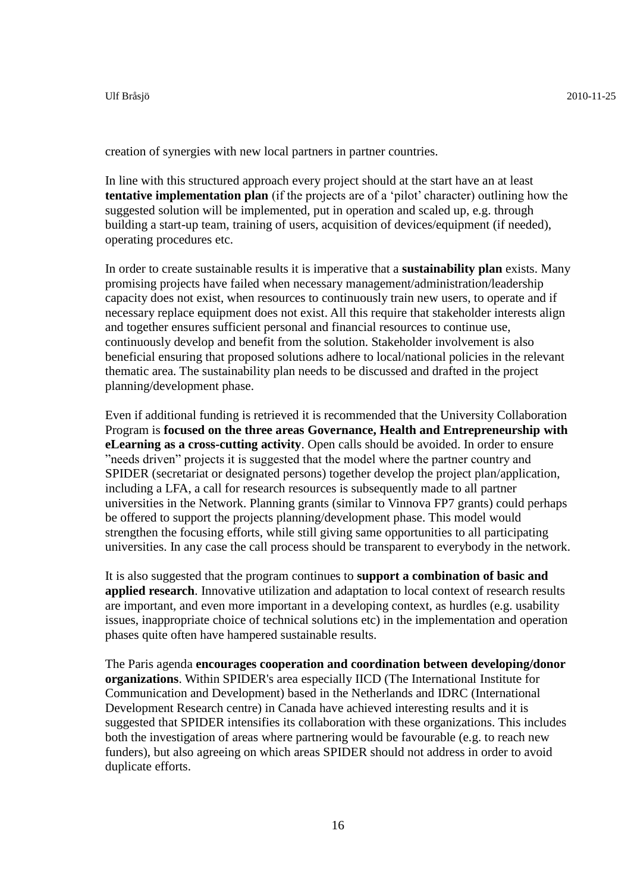creation of synergies with new local partners in partner countries.

In line with this structured approach every project should at the start have an at least **tentative implementation plan** (if the projects are of a 'pilot' character) outlining how the suggested solution will be implemented, put in operation and scaled up, e.g. through building a start-up team, training of users, acquisition of devices/equipment (if needed), operating procedures etc.

In order to create sustainable results it is imperative that a **sustainability plan** exists. Many promising projects have failed when necessary management/administration/leadership capacity does not exist, when resources to continuously train new users, to operate and if necessary replace equipment does not exist. All this require that stakeholder interests align and together ensures sufficient personal and financial resources to continue use, continuously develop and benefit from the solution. Stakeholder involvement is also beneficial ensuring that proposed solutions adhere to local/national policies in the relevant thematic area. The sustainability plan needs to be discussed and drafted in the project planning/development phase.

Even if additional funding is retrieved it is recommended that the University Collaboration Program is **focused on the three areas Governance, Health and Entrepreneurship with eLearning as a cross-cutting activity**. Open calls should be avoided. In order to ensure "needs driven" projects it is suggested that the model where the partner country and SPIDER (secretariat or designated persons) together develop the project plan/application, including a LFA, a call for research resources is subsequently made to all partner universities in the Network. Planning grants (similar to Vinnova FP7 grants) could perhaps be offered to support the projects planning/development phase. This model would strengthen the focusing efforts, while still giving same opportunities to all participating universities. In any case the call process should be transparent to everybody in the network.

It is also suggested that the program continues to **support a combination of basic and applied research**. Innovative utilization and adaptation to local context of research results are important, and even more important in a developing context, as hurdles (e.g. usability issues, inappropriate choice of technical solutions etc) in the implementation and operation phases quite often have hampered sustainable results.

The Paris agenda **encourages cooperation and coordination between developing/donor organizations**. Within SPIDER's area especially IICD (The International Institute for Communication and Development) based in the Netherlands and IDRC (International Development Research centre) in Canada have achieved interesting results and it is suggested that SPIDER intensifies its collaboration with these organizations. This includes both the investigation of areas where partnering would be favourable (e.g. to reach new funders), but also agreeing on which areas SPIDER should not address in order to avoid duplicate efforts.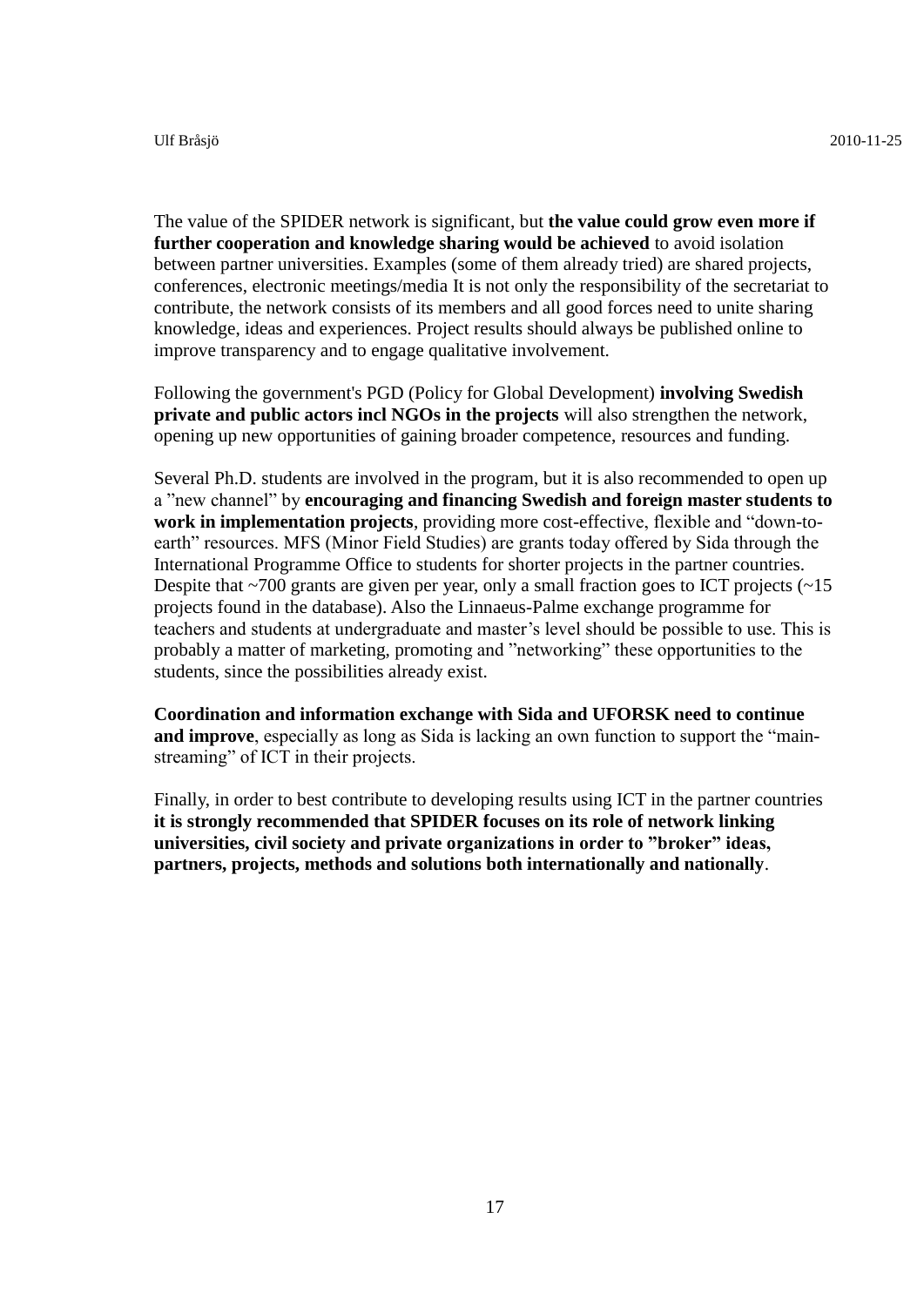The value of the SPIDER network is significant, but **the value could grow even more if further cooperation and knowledge sharing would be achieved** to avoid isolation between partner universities. Examples (some of them already tried) are shared projects, conferences, electronic meetings/media It is not only the responsibility of the secretariat to contribute, the network consists of its members and all good forces need to unite sharing knowledge, ideas and experiences. Project results should always be published online to improve transparency and to engage qualitative involvement.

Following the government's PGD (Policy for Global Development) **involving Swedish private and public actors incl NGOs in the projects** will also strengthen the network, opening up new opportunities of gaining broader competence, resources and funding.

Several Ph.D. students are involved in the program, but it is also recommended to open up a ”new channel” by **encouraging and financing Swedish and foreign master students to work in implementation projects**, providing more cost-effective, flexible and “down-to-earth” resources. MFS (Minor Field Studies) are grants today offered by Sida through the International Programme Office to students for shorter projects in the partner countries. Despite that ~700 grants are given per year, only a small fraction goes to ICT projects (~15 projects found in the database). Also the Linnaeus-Palme exchange programme for teachers and students at undergraduate and master’s level should be possible to use. This is probably a matter of marketing, promoting and ”networking” these opportunities to the students, since the possibilities already exist.

**Coordination and information exchange with Sida and UFORSK need to continue and improve**, especially as long as Sida is lacking an own function to support the “main-streaming” of ICT in their projects.

Finally, in order to best contribute to developing results using ICT in the partner countries **it is strongly recommended that SPIDER focuses on its role of network linking universities, civil society and private organizations in order to ”broker” ideas, partners, projects, methods and solutions both internationally and nationally**.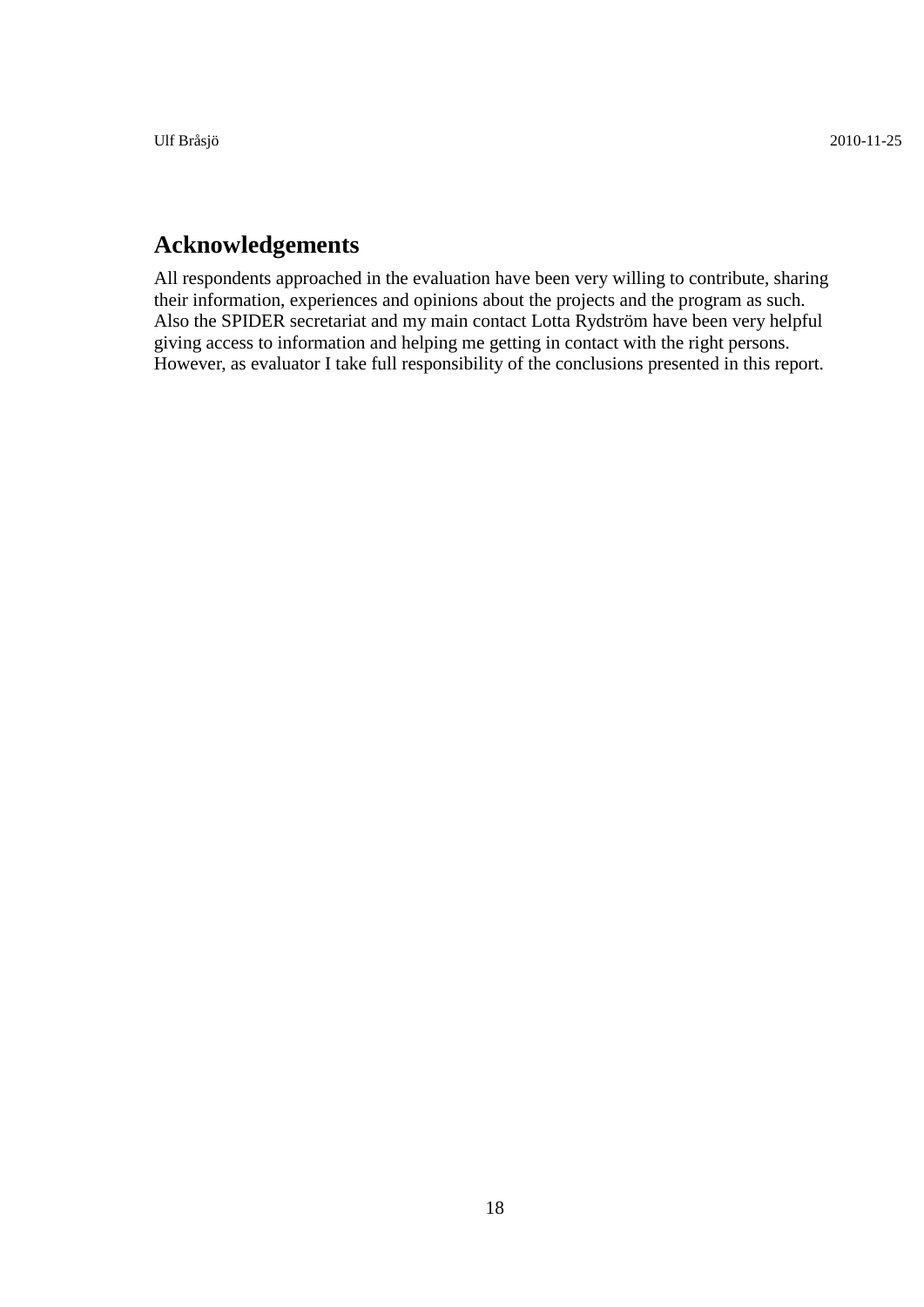## Acknowledgements

All respondents approached in the evaluation have been very willing to contribute, sharing their information, experiences and opinions about the projects and the program as such. Also the SPIDER secretariat and my main contact Lotta Rydström have been very helpful giving access to information and helping me getting in contact with the right persons. However, as evaluator I take full responsibility of the conclusions presented in this report.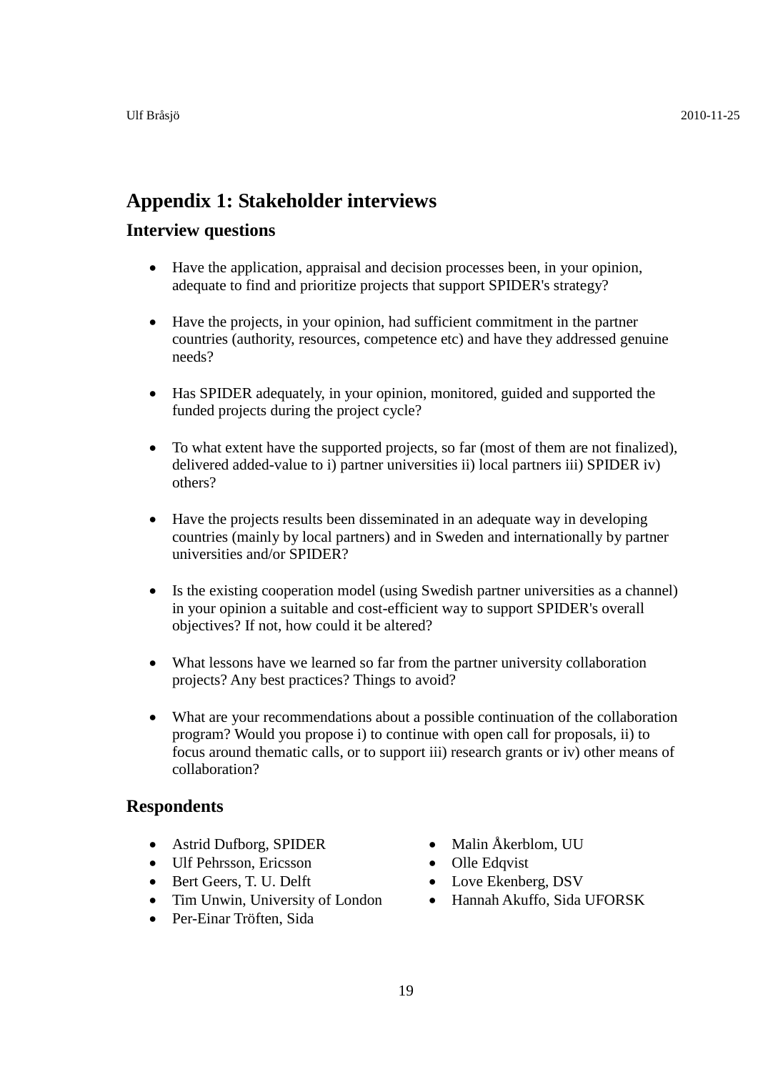# Appendix 1: Stakeholder interviews

## Interview questions

- Have the application, appraisal and decision processes been, in your opinion, adequate to find and prioritize projects that support SPIDER's strategy?
- Have the projects, in your opinion, had sufficient commitment in the partner countries (authority, resources, competence etc) and have they addressed genuine needs?
- Has SPIDER adequately, in your opinion, monitored, guided and supported the funded projects during the project cycle?
- To what extent have the supported projects, so far (most of them are not finalized), delivered added-value to i) partner universities ii) local partners iii) SPIDER iv) others?
- Have the projects results been disseminated in an adequate way in developing countries (mainly by local partners) and in Sweden and internationally by partner universities and/or SPIDER?
- Is the existing cooperation model (using Swedish partner universities as a channel) in your opinion a suitable and cost-efficient way to support SPIDER's overall objectives? If not, how could it be altered?
- What lessons have we learned so far from the partner university collaboration projects? Any best practices? Things to avoid?
- What are your recommendations about a possible continuation of the collaboration program? Would you propose i) to continue with open call for proposals, ii) to focus around thematic calls, or to support iii) research grants or iv) other means of collaboration?

## Respondents

- Astrid Dufborg, SPIDER
- Ulf Pehrsson, Ericsson
- Bert Geers, T. U. Delft
- Tim Unwin, University of London
- Per-Einar Tröften, Sida
- Malin Åkerblom, UU
- Olle Edqvist
- Love Ekenberg, DSV
- Hannah Akuffo, Sida UFORSK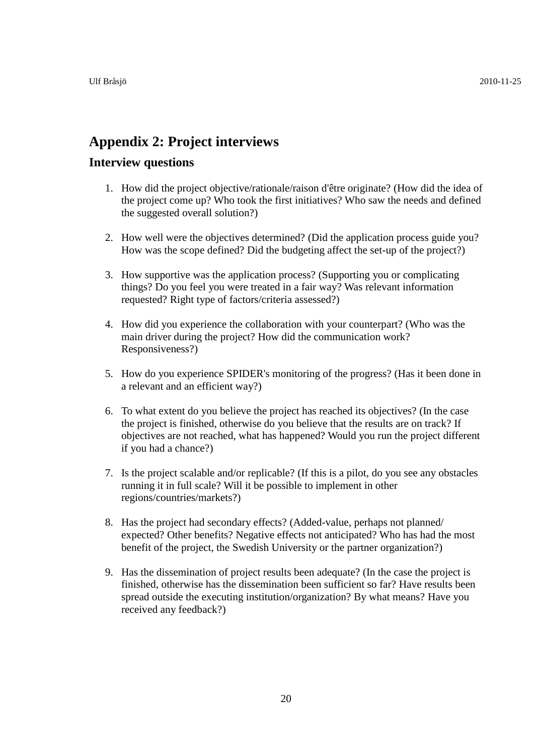# Appendix 2: Project interviews

## Interview questions

1. How did the project objective/rationale/raison d'être originate? (How did the idea of the project come up? Who took the first initiatives? Who saw the needs and defined the suggested overall solution?)

2. How well were the objectives determined? (Did the application process guide you? How was the scope defined? Did the budgeting affect the set-up of the project?)

3. How supportive was the application process? (Supporting you or complicating things? Do you feel you were treated in a fair way? Was relevant information requested? Right type of factors/criteria assessed?)

4. How did you experience the collaboration with your counterpart? (Who was the main driver during the project? How did the communication work? Responsiveness?)

5. How do you experience SPIDER's monitoring of the progress? (Has it been done in a relevant and an efficient way?)

6. To what extent do you believe the project has reached its objectives? (In the case the project is finished, otherwise do you believe that the results are on track? If objectives are not reached, what has happened? Would you run the project different if you had a chance?)

7. Is the project scalable and/or replicable? (If this is a pilot, do you see any obstacles running it in full scale? Will it be possible to implement in other regions/countries/markets?)

8. Has the project had secondary effects? (Added-value, perhaps not planned/ expected? Other benefits? Negative effects not anticipated? Who has had the most benefit of the project, the Swedish University or the partner organization?)

9. Has the dissemination of project results been adequate? (In the case the project is finished, otherwise has the dissemination been sufficient so far? Have results been spread outside the executing institution/organization? By what means? Have you received any feedback?)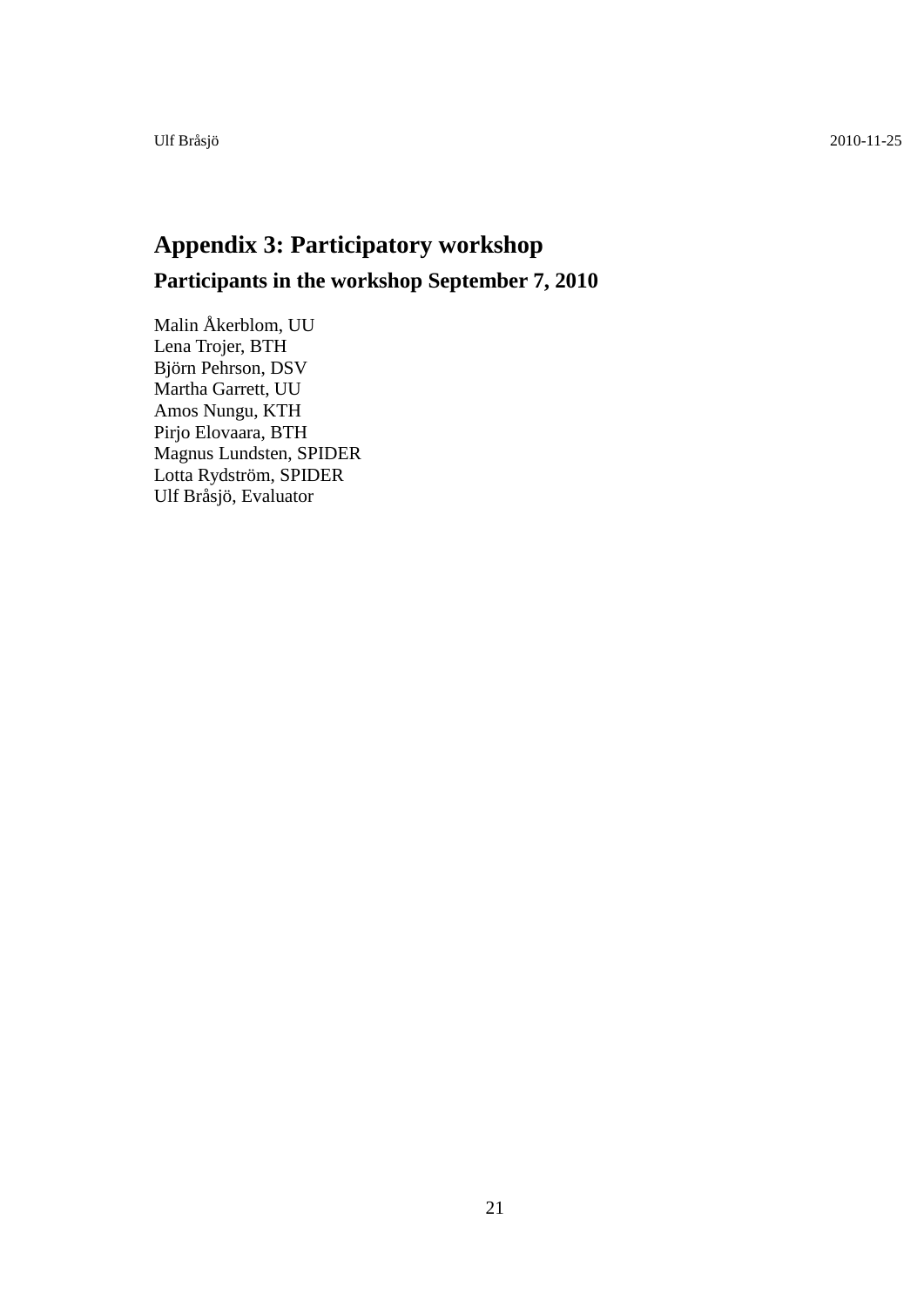# Appendix 3: Participatory workshop

## Participants in the workshop September 7, 2010

Malin Åkerblom, UU
Lena Trojer, BTH
Björn Pehrson, DSV
Martha Garrett, UU
Amos Nungu, KTH
Pirjo Elovaara, BTH
Magnus Lundsten, SPIDER
Lotta Rydström, SPIDER
Ulf Bråsjö, Evaluator